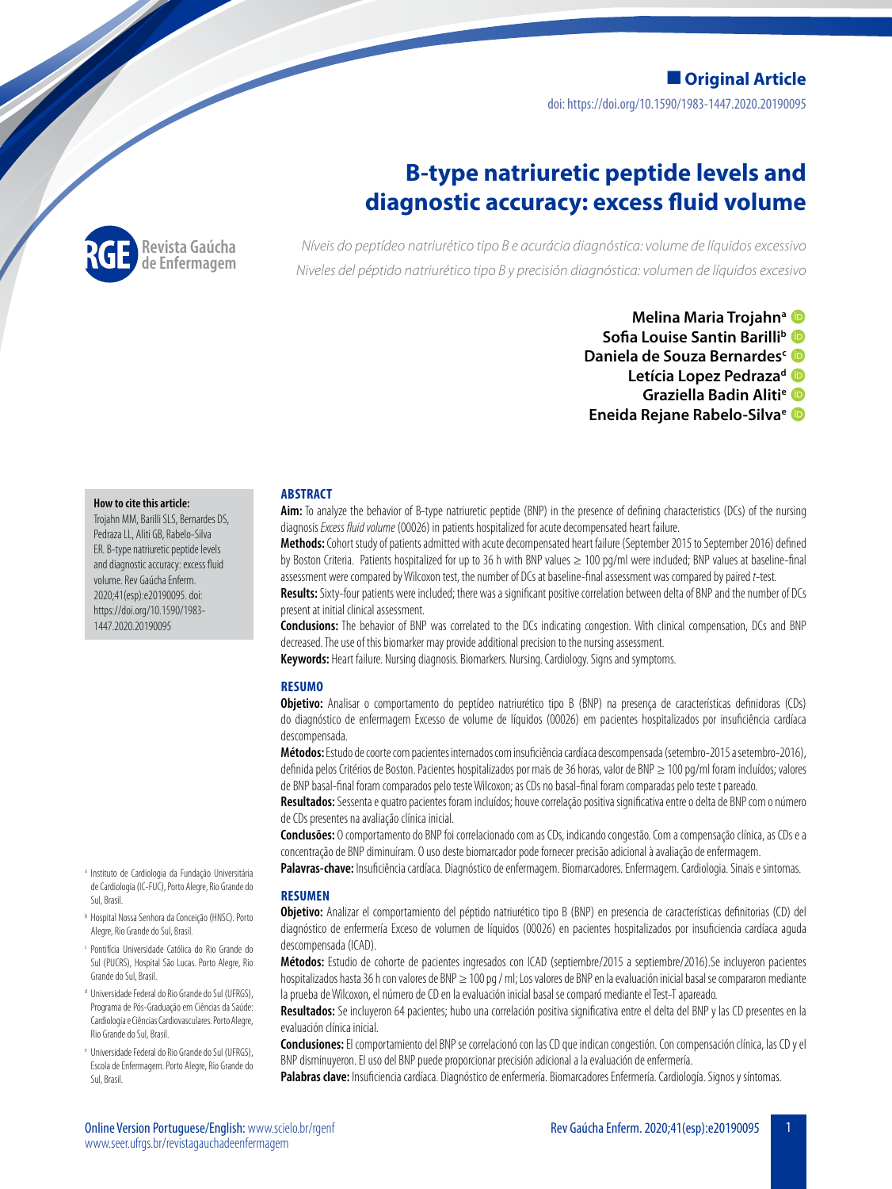**Original Article**

doi: https://doi.org/10.1590/1983-1447.2020.20190095

# B-type natriuretic peptide levels and diagnostic accuracy: excess fluid volume

*Níveis do peptídeo natriurético tipo B e acurácia diagnóstica: volume de líquidos excessivo*

*Niveles del péptido natriurético tipo B y precisión diagnóstica: volumen de líquidos excesivo*

**Melina Maria Trojahn**[a]
**Sofia Louise Santin Barilli**[b]
**Daniela de Souza Bernardes**[c]
**Letícia Lopez Pedraza**[d]
**Graziella Badin Aliti**[e]
**Eneida Rejane Rabelo-Silva**[e]

**How to cite this article:**
Trojahn MM, Barilli SLS, Bernardes DS, Pedraza LL, Aliti GB, Rabelo-Silva ER. B-type natriuretic peptide levels and diagnostic accuracy: excess fluid volume. Rev Gaúcha Enferm. 2020;41(esp):e20190095. doi: https://doi.org/10.1590/1983-1447.2020.20190095

## ABSTRACT

**Aim:** To analyze the behavior of B-type natriuretic peptide (BNP) in the presence of defining characteristics (DCs) of the nursing diagnosis *Excess fluid volume* (00026) in patients hospitalized for acute decompensated heart failure.

**Methods:** Cohort study of patients admitted with acute decompensated heart failure (September 2015 to September 2016) defined by Boston Criteria. Patients hospitalized for up to 36 h with BNP values ≥ 100 pg/ml were included; BNP values at baseline-final assessment were compared by Wilcoxon test, the number of DCs at baseline-final assessment was compared by paired *t*-test.

**Results:** Sixty-four patients were included; there was a significant positive correlation between delta of BNP and the number of DCs present at initial clinical assessment.

**Conclusions:** The behavior of BNP was correlated to the DCs indicating congestion. With clinical compensation, DCs and BNP decreased. The use of this biomarker may provide additional precision to the nursing assessment.

**Keywords:** Heart failure. Nursing diagnosis. Biomarkers. Nursing. Cardiology. Signs and symptoms.

## RESUMO

**Objetivo:** Analisar o comportamento do peptídeo natriurético tipo B (BNP) na presença de características definidoras (CDs) do diagnóstico de enfermagem Excesso de volume de líquidos (00026) em pacientes hospitalizados por insuficiência cardíaca descompensada.

**Métodos:** Estudo de coorte com pacientes internados com insuficiência cardíaca descompensada (setembro-2015 a setembro-2016), definida pelos Critérios de Boston. Pacientes hospitalizados por mais de 36 horas, valor de BNP ≥ 100 pg/ml foram incluídos; valores de BNP basal-final foram comparados pelo teste Wilcoxon; as CDs no basal-final foram comparadas pelo teste t pareado.

**Resultados:** Sessenta e quatro pacientes foram incluídos; houve correlação positiva significativa entre o delta de BNP com o número de CDs presentes na avaliação clínica inicial.

**Conclusões:** O comportamento do BNP foi correlacionado com as CDs, indicando congestão. Com a compensação clínica, as CDs e a concentração de BNP diminuíram. O uso deste biomarcador pode fornecer precisão adicional à avaliação de enfermagem.

**Palavras-chave:** Insuficiência cardíaca. Diagnóstico de enfermagem. Biomarcadores. Enfermagem. Cardiologia. Sinais e sintomas.

## RESUMEN

**Objetivo:** Analizar el comportamiento del péptido natriurético tipo B (BNP) en presencia de características definitorias (CD) del diagnóstico de enfermería Exceso de volumen de líquidos (00026) en pacientes hospitalizados por insuficiencia cardíaca aguda descompensada (ICAD).

**Métodos:** Estudio de cohorte de pacientes ingresados con ICAD (septiembre/2015 a septiembre/2016).Se incluyeron pacientes hospitalizados hasta 36 h con valores de BNP ≥ 100 pg / ml; Los valores de BNP en la evaluación inicial basal se compararon mediante la prueba de Wilcoxon, el número de CD en la evaluación inicial basal se comparó mediante el Test-T apareado.

**Resultados:** Se incluyeron 64 pacientes; hubo una correlación positiva significativa entre el delta del BNP y las CD presentes en la evaluación clínica inicial.

**Conclusiones:** El comportamiento del BNP se correlacionó con las CD que indican congestión. Con compensación clínica, las CD y el BNP disminuyeron. El uso del BNP puede proporcionar precisión adicional a la evaluación de enfermería.

**Palabras clave:** Insuficiencia cardíaca. Diagnóstico de enfermería. Biomarcadores Enfermería. Cardiología. Signos y síntomas.

[a] Instituto de Cardiologia da Fundação Universitária de Cardiologia (IC-FUC), Porto Alegre, Rio Grande do Sul, Brasil.

[b] Hospital Nossa Senhora da Conceição (HNSC). Porto Alegre, Rio Grande do Sul, Brasil.

[c] Pontifícia Universidade Católica do Rio Grande do Sul (PUCRS), Hospital São Lucas. Porto Alegre, Rio Grande do Sul, Brasil.

[d] Universidade Federal do Rio Grande do Sul (UFRGS), Programa de Pós-Graduação em Ciências da Saúde: Cardiologia e Ciências Cardiovasculares. Porto Alegre, Rio Grande do Sul, Brasil.

[e] Universidade Federal do Rio Grande do Sul (UFRGS), Escola de Enfermagem. Porto Alegre, Rio Grande do Sul, Brasil.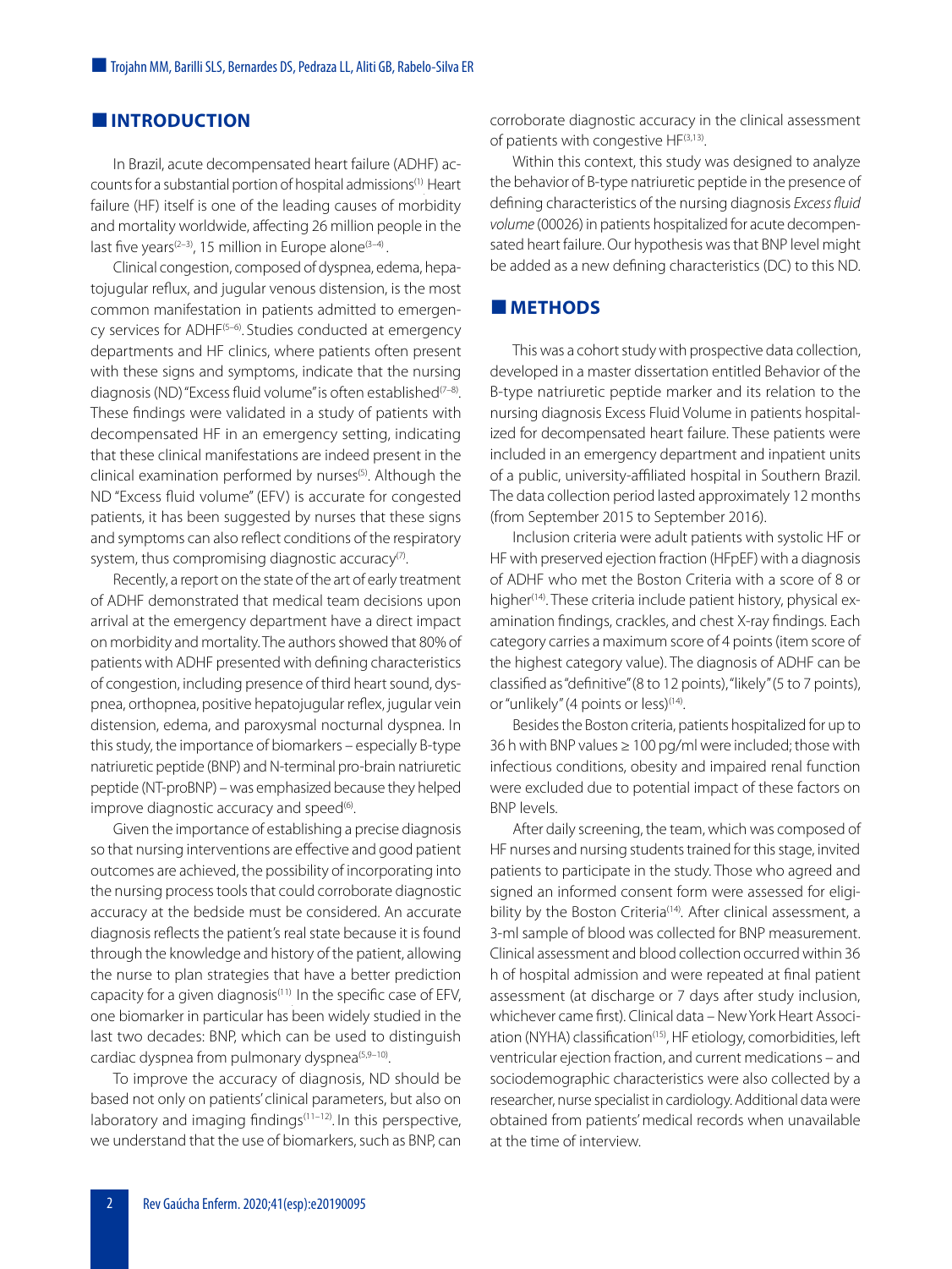## INTRODUCTION

In Brazil, acute decompensated heart failure (ADHF) accounts for a substantial portion of hospital admissions[1]. Heart failure (HF) itself is one of the leading causes of morbidity and mortality worldwide, affecting 26 million people in the last five years[2–3], 15 million in Europe alone[3–4].

Clinical congestion, composed of dyspnea, edema, hepatojugular reflux, and jugular venous distension, is the most common manifestation in patients admitted to emergency services for ADHF[5–6]. Studies conducted at emergency departments and HF clinics, where patients often present with these signs and symptoms, indicate that the nursing diagnosis (ND) "Excess fluid volume" is often established[7–8]. These findings were validated in a study of patients with decompensated HF in an emergency setting, indicating that these clinical manifestations are indeed present in the clinical examination performed by nurses[5]. Although the ND "Excess fluid volume" (EFV) is accurate for congested patients, it has been suggested by nurses that these signs and symptoms can also reflect conditions of the respiratory system, thus compromising diagnostic accuracy[7].

Recently, a report on the state of the art of early treatment of ADHF demonstrated that medical team decisions upon arrival at the emergency department have a direct impact on morbidity and mortality. The authors showed that 80% of patients with ADHF presented with defining characteristics of congestion, including presence of third heart sound, dyspnea, orthopnea, positive hepatojugular reflex, jugular vein distension, edema, and paroxysmal nocturnal dyspnea. In this study, the importance of biomarkers – especially B-type natriuretic peptide (BNP) and N-terminal pro-brain natriuretic peptide (NT-proBNP) – was emphasized because they helped improve diagnostic accuracy and speed[6].

Given the importance of establishing a precise diagnosis so that nursing interventions are effective and good patient outcomes are achieved, the possibility of incorporating into the nursing process tools that could corroborate diagnostic accuracy at the bedside must be considered. An accurate diagnosis reflects the patient's real state because it is found through the knowledge and history of the patient, allowing the nurse to plan strategies that have a better prediction capacity for a given diagnosis[11]. In the specific case of EFV, one biomarker in particular has been widely studied in the last two decades: BNP, which can be used to distinguish cardiac dyspnea from pulmonary dyspnea[5,9–10].

To improve the accuracy of diagnosis, ND should be based not only on patients' clinical parameters, but also on laboratory and imaging findings[11–12]. In this perspective, we understand that the use of biomarkers, such as BNP, can corroborate diagnostic accuracy in the clinical assessment of patients with congestive HF[3,13].

Within this context, this study was designed to analyze the behavior of B-type natriuretic peptide in the presence of defining characteristics of the nursing diagnosis *Excess fluid volume* (00026) in patients hospitalized for acute decompensated heart failure. Our hypothesis was that BNP level might be added as a new defining characteristics (DC) to this ND.

## METHODS

This was a cohort study with prospective data collection, developed in a master dissertation entitled Behavior of the B-type natriuretic peptide marker and its relation to the nursing diagnosis Excess Fluid Volume in patients hospitalized for decompensated heart failure. These patients were included in an emergency department and inpatient units of a public, university-affiliated hospital in Southern Brazil. The data collection period lasted approximately 12 months (from September 2015 to September 2016).

Inclusion criteria were adult patients with systolic HF or HF with preserved ejection fraction (HFpEF) with a diagnosis of ADHF who met the Boston Criteria with a score of 8 or higher[14]. These criteria include patient history, physical examination findings, crackles, and chest X-ray findings. Each category carries a maximum score of 4 points (item score of the highest category value). The diagnosis of ADHF can be classified as "definitive" (8 to 12 points), "likely" (5 to 7 points), or "unlikely" (4 points or less)[14].

Besides the Boston criteria, patients hospitalized for up to 36 h with BNP values ≥ 100 pg/ml were included; those with infectious conditions, obesity and impaired renal function were excluded due to potential impact of these factors on BNP levels.

After daily screening, the team, which was composed of HF nurses and nursing students trained for this stage, invited patients to participate in the study. Those who agreed and signed an informed consent form were assessed for eligibility by the Boston Criteria[14]. After clinical assessment, a 3-ml sample of blood was collected for BNP measurement. Clinical assessment and blood collection occurred within 36 h of hospital admission and were repeated at final patient assessment (at discharge or 7 days after study inclusion, whichever came first). Clinical data – New York Heart Association (NYHA) classification[15], HF etiology, comorbidities, left ventricular ejection fraction, and current medications – and sociodemographic characteristics were also collected by a researcher, nurse specialist in cardiology. Additional data were obtained from patients' medical records when unavailable at the time of interview.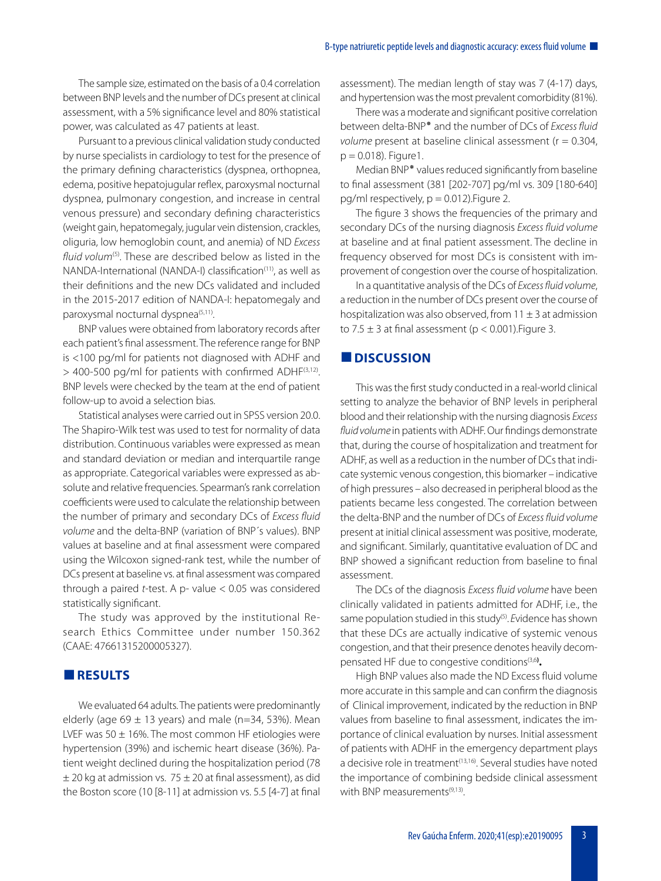The sample size, estimated on the basis of a 0.4 correlation between BNP levels and the number of DCs present at clinical assessment, with a 5% significance level and 80% statistical power, was calculated as 47 patients at least.

Pursuant to a previous clinical validation study conducted by nurse specialists in cardiology to test for the presence of the primary defining characteristics (dyspnea, orthopnea, edema, positive hepatojugular reflex, paroxysmal nocturnal dyspnea, pulmonary congestion, and increase in central venous pressure) and secondary defining characteristics (weight gain, hepatomegaly, jugular vein distension, crackles, oliguria, low hemoglobin count, and anemia) of ND *Excess fluid volum*[5]. These are described below as listed in the NANDA-International (NANDA-I) classification[11], as well as their definitions and the new DCs validated and included in the 2015-2017 edition of NANDA-I: hepatomegaly and paroxysmal nocturnal dyspnea[5,11].

BNP values were obtained from laboratory records after each patient's final assessment. The reference range for BNP is <100 pg/ml for patients not diagnosed with ADHF and > 400-500 pg/ml for patients with confirmed ADHF[3,12]. BNP levels were checked by the team at the end of patient follow-up to avoid a selection bias.

Statistical analyses were carried out in SPSS version 20.0. The Shapiro-Wilk test was used to test for normality of data distribution. Continuous variables were expressed as mean and standard deviation or median and interquartile range as appropriate. Categorical variables were expressed as absolute and relative frequencies. Spearman's rank correlation coefficients were used to calculate the relationship between the number of primary and secondary DCs of *Excess fluid volume* and the delta-BNP (variation of BNP´s values). BNP values at baseline and at final assessment were compared using the Wilcoxon signed-rank test, while the number of DCs present at baseline vs. at final assessment was compared through a paired *t*-test. A p- value < 0.05 was considered statistically significant.

The study was approved by the institutional Research Ethics Committee under number 150.362 (CAAE: 47661315200005327).

## RESULTS

We evaluated 64 adults. The patients were predominantly elderly (age 69 ± 13 years) and male (n=34, 53%). Mean LVEF was 50 ± 16%. The most common HF etiologies were hypertension (39%) and ischemic heart disease (36%). Patient weight declined during the hospitalization period (78 ± 20 kg at admission vs. 75 ± 20 at final assessment), as did the Boston score (10 [8-11] at admission vs. 5.5 [4-7] at final assessment). The median length of stay was 7 (4-17) days, and hypertension was the most prevalent comorbidity (81%).

There was a moderate and significant positive correlation between delta-BNP* and the number of DCs of *Excess fluid volume* present at baseline clinical assessment (r = 0.304, p = 0.018). Figure1.

Median BNP* values reduced significantly from baseline to final assessment (381 [202-707] pg/ml vs. 309 [180-640] pg/ml respectively, p = 0.012).Figure 2.

The figure 3 shows the frequencies of the primary and secondary DCs of the nursing diagnosis *Excess fluid volume* at baseline and at final patient assessment. The decline in frequency observed for most DCs is consistent with improvement of congestion over the course of hospitalization.

In a quantitative analysis of the DCs of *Excess fluid volume*, a reduction in the number of DCs present over the course of hospitalization was also observed, from 11 ± 3 at admission to 7.5 ± 3 at final assessment (p < 0.001).Figure 3.

## DISCUSSION

This was the first study conducted in a real-world clinical setting to analyze the behavior of BNP levels in peripheral blood and their relationship with the nursing diagnosis *Excess fluid volume* in patients with ADHF. Our findings demonstrate that, during the course of hospitalization and treatment for ADHF, as well as a reduction in the number of DCs that indicate systemic venous congestion, this biomarker – indicative of high pressures – also decreased in peripheral blood as the patients became less congested. The correlation between the delta-BNP and the number of DCs of *Excess fluid volume* present at initial clinical assessment was positive, moderate, and significant. Similarly, quantitative evaluation of DC and BNP showed a significant reduction from baseline to final assessment.

The DCs of the diagnosis *Excess fluid volume* have been clinically validated in patients admitted for ADHF, i.e., the same population studied in this study[5]. Evidence has shown that these DCs are actually indicative of systemic venous congestion, and that their presence denotes heavily decompensated HF due to congestive conditions[3,6].

High BNP values also made the ND Excess fluid volume more accurate in this sample and can confirm the diagnosis of Clinical improvement, indicated by the reduction in BNP values from baseline to final assessment, indicates the importance of clinical evaluation by nurses. Initial assessment of patients with ADHF in the emergency department plays a decisive role in treatment[13,16]. Several studies have noted the importance of combining bedside clinical assessment with BNP measurements[9,13].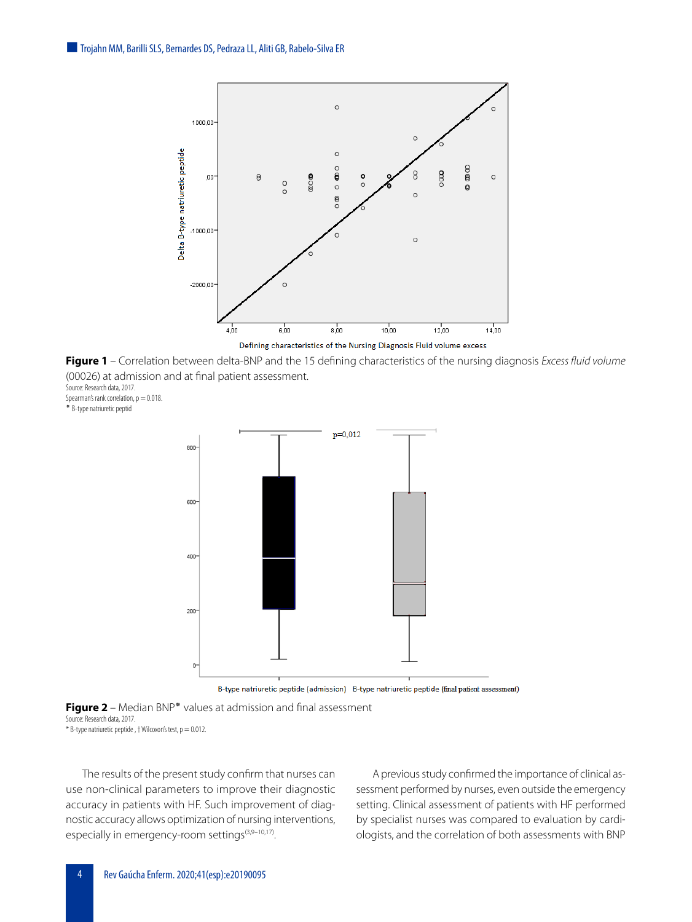**Figure 1** – Correlation between delta-BNP and the 15 defining characteristics of the nursing diagnosis *Excess fluid volume* (00026) at admission and at final patient assessment.

Source: Research data, 2017.

Spearman's rank correlation, p = 0.018.

* B-type natriuretic peptid

**Figure 2** – Median BNP* values at admission and final assessment

Source: Research data, 2017.

* B-type natriuretic peptide , † Wilcoxon's test, p = 0.012.

The results of the present study confirm that nurses can use non-clinical parameters to improve their diagnostic accuracy in patients with HF. Such improvement of diagnostic accuracy allows optimization of nursing interventions, especially in emergency-room settings[3,9–10,17].

A previous study confirmed the importance of clinical assessment performed by nurses, even outside the emergency setting. Clinical assessment of patients with HF performed by specialist nurses was compared to evaluation by cardiologists, and the correlation of both assessments with BNP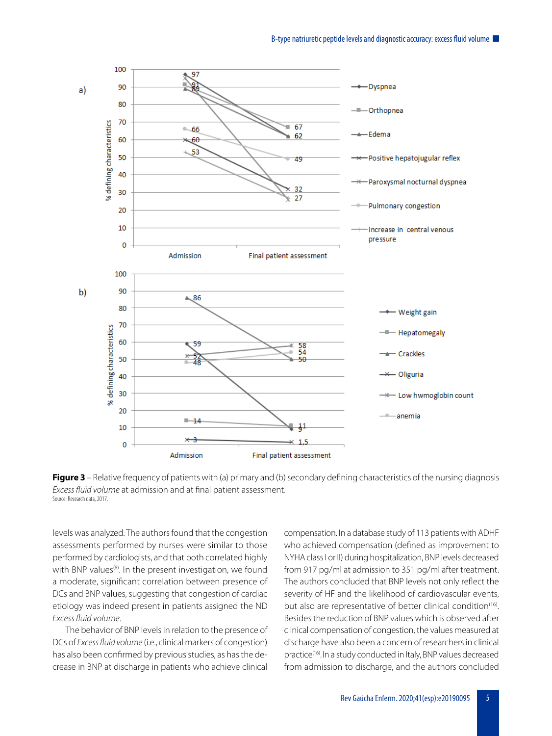**Figure 3** – Relative frequency of patients with (a) primary and (b) secondary defining characteristics of the nursing diagnosis *Excess fluid volume* at admission and at final patient assessment.
Source: Research data, 2017.

levels was analyzed. The authors found that the congestion assessments performed by nurses were similar to those performed by cardiologists, and that both correlated highly with BNP values[8]. In the present investigation, we found a moderate, significant correlation between presence of DCs and BNP values, suggesting that congestion of cardiac etiology was indeed present in patients assigned the ND *Excess fluid volume*.

The behavior of BNP levels in relation to the presence of DCs of *Excess fluid volume* (i.e., clinical markers of congestion) has also been confirmed by previous studies, as has the decrease in BNP at discharge in patients who achieve clinical compensation. In a database study of 113 patients with ADHF who achieved compensation (defined as improvement to NYHA class I or II) during hospitalization, BNP levels decreased from 917 pg/ml at admission to 351 pg/ml after treatment. The authors concluded that BNP levels not only reflect the severity of HF and the likelihood of cardiovascular events, but also are representative of better clinical condition[16]. Besides the reduction of BNP values which is observed after clinical compensation of congestion, the values measured at discharge have also been a concern of researchers in clinical practice[16]. In a study conducted in Italy, BNP values decreased from admission to discharge, and the authors concluded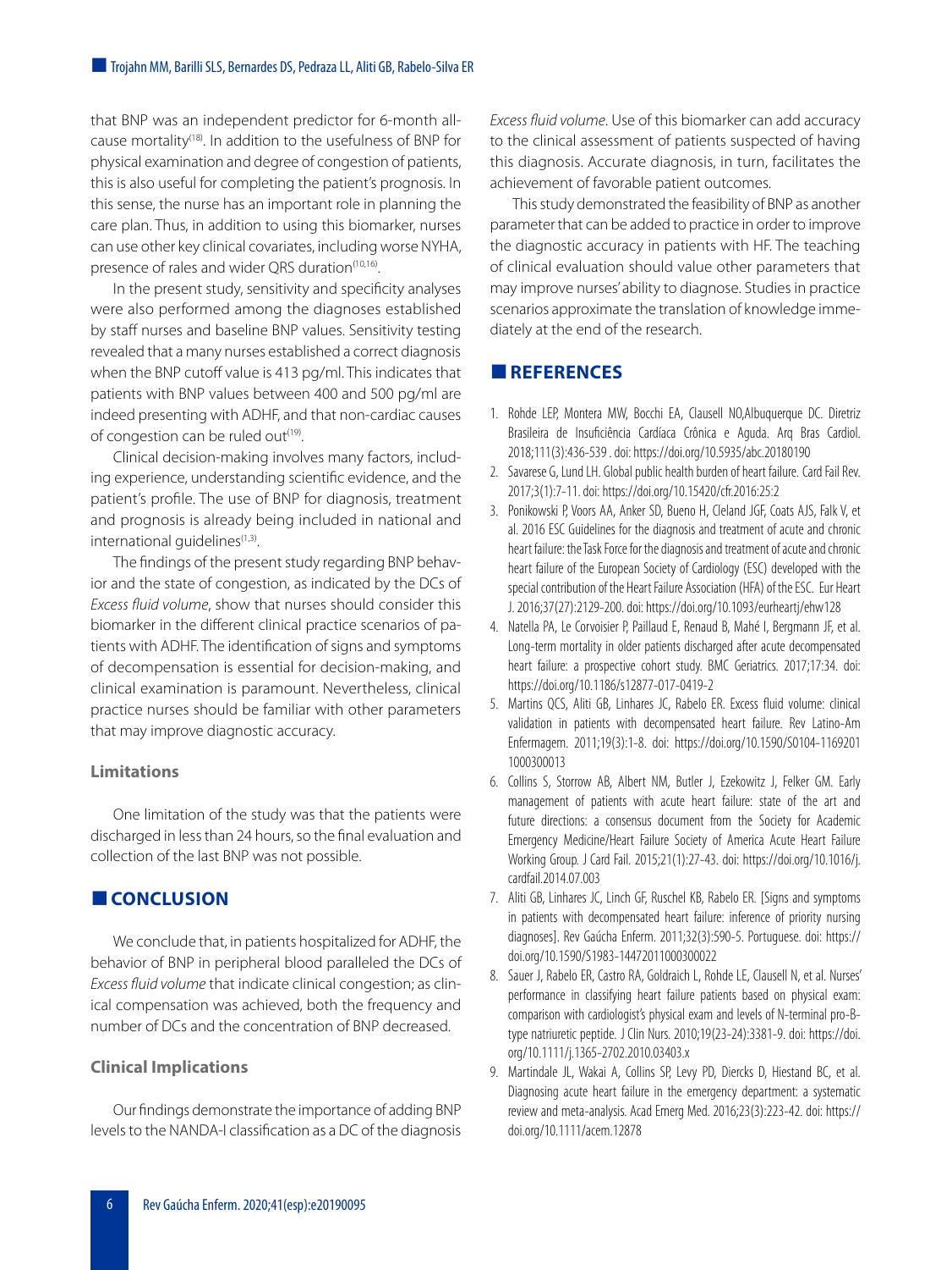that BNP was an independent predictor for 6-month all-cause mortality[18]. In addition to the usefulness of BNP for physical examination and degree of congestion of patients, this is also useful for completing the patient's prognosis. In this sense, the nurse has an important role in planning the care plan. Thus, in addition to using this biomarker, nurses can use other key clinical covariates, including worse NYHA, presence of rales and wider QRS duration[10,16].

In the present study, sensitivity and specificity analyses were also performed among the diagnoses established by staff nurses and baseline BNP values. Sensitivity testing revealed that a many nurses established a correct diagnosis when the BNP cutoff value is 413 pg/ml. This indicates that patients with BNP values between 400 and 500 pg/ml are indeed presenting with ADHF, and that non-cardiac causes of congestion can be ruled out[19].

Clinical decision-making involves many factors, including experience, understanding scientific evidence, and the patient's profile. The use of BNP for diagnosis, treatment and prognosis is already being included in national and international guidelines[1,3].

The findings of the present study regarding BNP behavior and the state of congestion, as indicated by the DCs of *Excess fluid volume*, show that nurses should consider this biomarker in the different clinical practice scenarios of patients with ADHF. The identification of signs and symptoms of decompensation is essential for decision-making, and clinical examination is paramount. Nevertheless, clinical practice nurses should be familiar with other parameters that may improve diagnostic accuracy.

### Limitations

One limitation of the study was that the patients were discharged in less than 24 hours, so the final evaluation and collection of the last BNP was not possible.

## CONCLUSION

We conclude that, in patients hospitalized for ADHF, the behavior of BNP in peripheral blood paralleled the DCs of *Excess fluid volume* that indicate clinical congestion; as clinical compensation was achieved, both the frequency and number of DCs and the concentration of BNP decreased.

### Clinical Implications

Our findings demonstrate the importance of adding BNP levels to the NANDA-I classification as a DC of the diagnosis *Excess fluid volume*. Use of this biomarker can add accuracy to the clinical assessment of patients suspected of having this diagnosis. Accurate diagnosis, in turn, facilitates the achievement of favorable patient outcomes.

This study demonstrated the feasibility of BNP as another parameter that can be added to practice in order to improve the diagnostic accuracy in patients with HF. The teaching of clinical evaluation should value other parameters that may improve nurses' ability to diagnose. Studies in practice scenarios approximate the translation of knowledge immediately at the end of the research.

## REFERENCES

1. Rohde LEP, Montera MW, Bocchi EA, Clausell NO,Albuquerque DC. Diretriz Brasileira de Insuficiência Cardíaca Crônica e Aguda. Arq Bras Cardiol. 2018;111(3):436-539 . doi: https://doi.org/10.5935/abc.20180190
2. Savarese G, Lund LH. Global public health burden of heart failure. Card Fail Rev. 2017;3(1):7-11. doi: https://doi.org/10.15420/cfr.2016:25:2
3. Ponikowski P, Voors AA, Anker SD, Bueno H, Cleland JGF, Coats AJS, Falk V, et al. 2016 ESC Guidelines for the diagnosis and treatment of acute and chronic heart failure: the Task Force for the diagnosis and treatment of acute and chronic heart failure of the European Society of Cardiology (ESC) developed with the special contribution of the Heart Failure Association (HFA) of the ESC. Eur Heart J. 2016;37(27):2129-200. doi: https://doi.org/10.1093/eurheartj/ehw128
4. Natella PA, Le Corvoisier P, Paillaud E, Renaud B, Mahé I, Bergmann JF, et al. Long-term mortality in older patients discharged after acute decompensated heart failure: a prospective cohort study. BMC Geriatrics. 2017;17:34. doi: https://doi.org/10.1186/s12877-017-0419-2
5. Martins QCS, Aliti GB, Linhares JC, Rabelo ER. Excess fluid volume: clinical validation in patients with decompensated heart failure. Rev Latino-Am Enfermagem. 2011;19(3):1-8. doi: https://doi.org/10.1590/S0104-11692011000300013
6. Collins S, Storrow AB, Albert NM, Butler J, Ezekowitz J, Felker GM. Early management of patients with acute heart failure: state of the art and future directions: a consensus document from the Society for Academic Emergency Medicine/Heart Failure Society of America Acute Heart Failure Working Group. J Card Fail. 2015;21(1):27-43. doi: https://doi.org/10.1016/j.cardfail.2014.07.003
7. Aliti GB, Linhares JC, Linch GF, Ruschel KB, Rabelo ER. [Signs and symptoms in patients with decompensated heart failure: inference of priority nursing diagnoses]. Rev Gaúcha Enferm. 2011;32(3):590-5. Portuguese. doi: https://doi.org/10.1590/S1983-14472011000300022
8. Sauer J, Rabelo ER, Castro RA, Goldraich L, Rohde LE, Clausell N, et al. Nurses' performance in classifying heart failure patients based on physical exam: comparison with cardiologist's physical exam and levels of N-terminal pro-B-type natriuretic peptide. J Clin Nurs. 2010;19(23-24):3381-9. doi: https://doi.org/10.1111/j.1365-2702.2010.03403.x
9. Martindale JL, Wakai A, Collins SP, Levy PD, Diercks D, Hiestand BC, et al. Diagnosing acute heart failure in the emergency department: a systematic review and meta-analysis. Acad Emerg Med. 2016;23(3):223-42. doi: https://doi.org/10.1111/acem.12878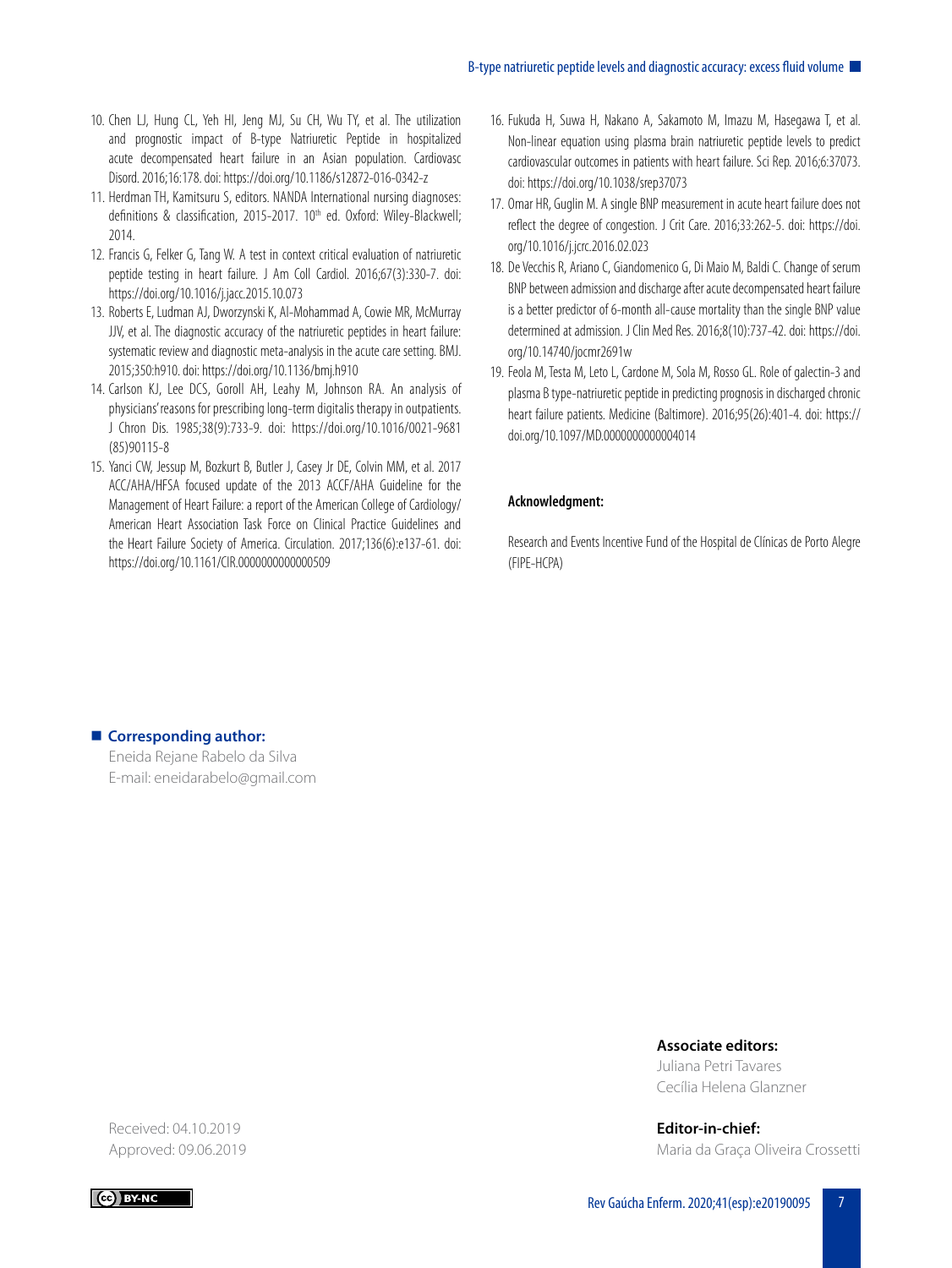10. Chen LJ, Hung CL, Yeh HI, Jeng MJ, Su CH, Wu TY, et al. The utilization and prognostic impact of B-type Natriuretic Peptide in hospitalized acute decompensated heart failure in an Asian population. Cardiovasc Disord. 2016;16:178. doi: https://doi.org/10.1186/s12872-016-0342-z
11. Herdman TH, Kamitsuru S, editors. NANDA International nursing diagnoses: definitions & classification, 2015-2017. 10th ed. Oxford: Wiley-Blackwell; 2014.
12. Francis G, Felker G, Tang W. A test in context critical evaluation of natriuretic peptide testing in heart failure. J Am Coll Cardiol. 2016;67(3):330-7. doi: https://doi.org/10.1016/j.jacc.2015.10.073
13. Roberts E, Ludman AJ, Dworzynski K, Al-Mohammad A, Cowie MR, McMurray JJV, et al. The diagnostic accuracy of the natriuretic peptides in heart failure: systematic review and diagnostic meta-analysis in the acute care setting. BMJ. 2015;350:h910. doi: https://doi.org/10.1136/bmj.h910
14. Carlson KJ, Lee DCS, Goroll AH, Leahy M, Johnson RA. An analysis of physicians' reasons for prescribing long-term digitalis therapy in outpatients. J Chron Dis. 1985;38(9):733-9. doi: https://doi.org/10.1016/0021-9681(85)90115-8
15. Yanci CW, Jessup M, Bozkurt B, Butler J, Casey Jr DE, Colvin MM, et al. 2017 ACC/AHA/HFSA focused update of the 2013 ACCF/AHA Guideline for the Management of Heart Failure: a report of the American College of Cardiology/American Heart Association Task Force on Clinical Practice Guidelines and the Heart Failure Society of America. Circulation. 2017;136(6):e137-61. doi: https://doi.org/10.1161/CIR.0000000000000509
16. Fukuda H, Suwa H, Nakano A, Sakamoto M, Imazu M, Hasegawa T, et al. Non-linear equation using plasma brain natriuretic peptide levels to predict cardiovascular outcomes in patients with heart failure. Sci Rep. 2016;6:37073. doi: https://doi.org/10.1038/srep37073
17. Omar HR, Guglin M. A single BNP measurement in acute heart failure does not reflect the degree of congestion. J Crit Care. 2016;33:262-5. doi: https://doi.org/10.1016/j.jcrc.2016.02.023
18. De Vecchis R, Ariano C, Giandomenico G, Di Maio M, Baldi C. Change of serum BNP between admission and discharge after acute decompensated heart failure is a better predictor of 6-month all-cause mortality than the single BNP value determined at admission. J Clin Med Res. 2016;8(10):737-42. doi: https://doi.org/10.14740/jocmr2691w
19. Feola M, Testa M, Leto L, Cardone M, Sola M, Rosso GL. Role of galectin-3 and plasma B type-natriuretic peptide in predicting prognosis in discharged chronic heart failure patients. Medicine (Baltimore). 2016;95(26):401-4. doi: https://doi.org/10.1097/MD.0000000000004014

**Acknowledgment:**

Research and Events Incentive Fund of the Hospital de Clínicas de Porto Alegre (FIPE-HCPA)

**Corresponding author:**
Eneida Rejane Rabelo da Silva
E-mail: eneidarabelo@gmail.com

Received: 04.10.2019
Approved: 09.06.2019

**Associate editors:**
Juliana Petri Tavares
Cecília Helena Glanzner

**Editor-in-chief:**
Maria da Graça Oliveira Crossetti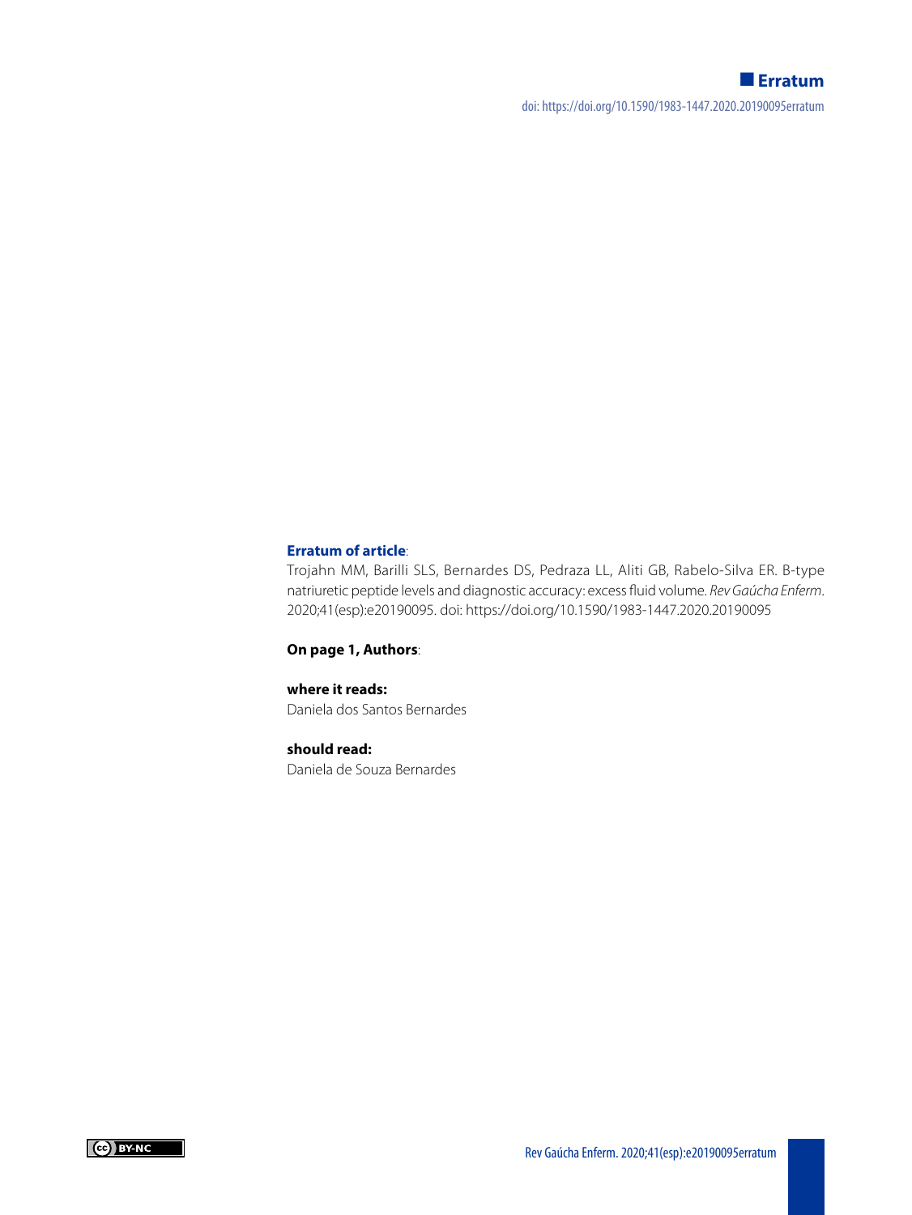# Erratum

doi: https://doi.org/10.1590/1983-1447.2020.20190095erratum

**Erratum of article**:

Trojahn MM, Barilli SLS, Bernardes DS, Pedraza LL, Aliti GB, Rabelo-Silva ER. B-type natriuretic peptide levels and diagnostic accuracy: excess fluid volume. *Rev Gaúcha Enferm*. 2020;41(esp):e20190095. doi: https://doi.org/10.1590/1983-1447.2020.20190095

**On page 1, Authors**:

**where it reads:**

Daniela dos Santos Bernardes

**should read:**

Daniela de Souza Bernardes